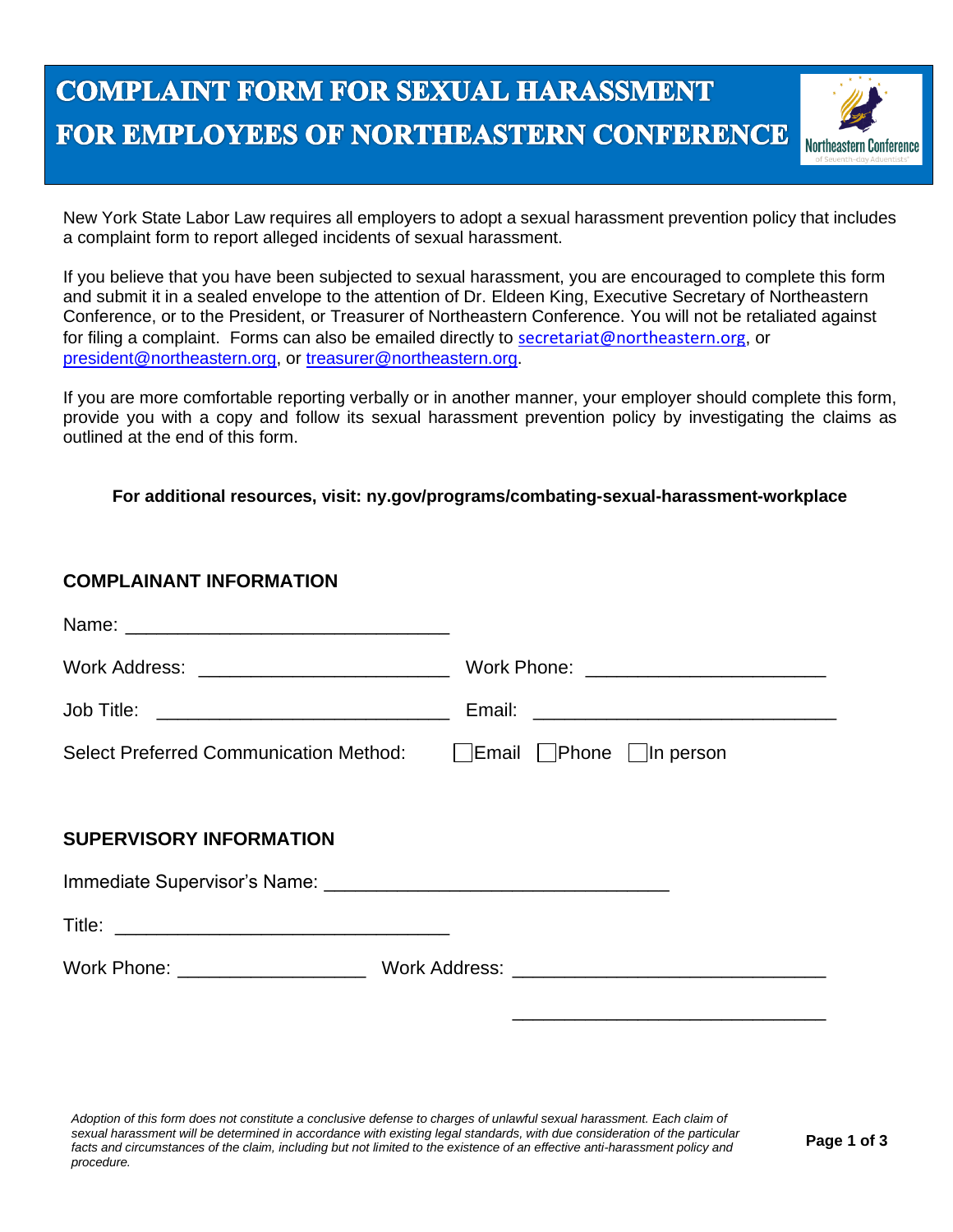# COMPLAINT FORM FOR SEXUAL HARASSMENT FOR EMPLOYEES OF NORTHEASTERN CONFERENCE

New York State Labor Law requires all employers to adopt a sexual harassment prevention policy that includes a complaint form to report alleged incidents of sexual harassment.

If you believe that you have been subjected to sexual harassment, you are encouraged to complete this form and submit it in a sealed envelope to the attention of Dr. Eldeen King, Executive Secretary of Northeastern Conference, or to the President, or Treasurer of Northeastern Conference. You will not be retaliated against for filing a complaint. Forms can also be emailed directly to secretariat@northeastern.org, or president@northeastern.org, or treasurer@northeastern.org.

If you are more comfortable reporting verbally or in another manner, your employer should complete this form, provide you with a copy and follow its sexual harassment prevention policy by investigating the claims as outlined at the end of this form.

**For additional resources, visit: ny.gov/programs/combating-sexual-harassment-workplace**

## COMPLAINANT INFORMATION

Name: ______________________________

Work Address: ______________________ Work Phone: ______________________

Job Title: __________________________ Email: ____________________________

Select Preferred Communication Method: ☐ Email ☐ Phone ☐ In person

## SUPERVISORY INFORMATION

Immediate Supervisor's Name: ________________________________

Title: ______________________________

Work Phone: _________________ Work Address: _____________________________

_____________________________

*Adoption of this form does not constitute a conclusive defense to charges of unlawful sexual harassment. Each claim of sexual harassment will be determined in accordance with existing legal standards, with due consideration of the particular facts and circumstances of the claim, including but not limited to the existence of an effective anti-harassment policy and procedure.*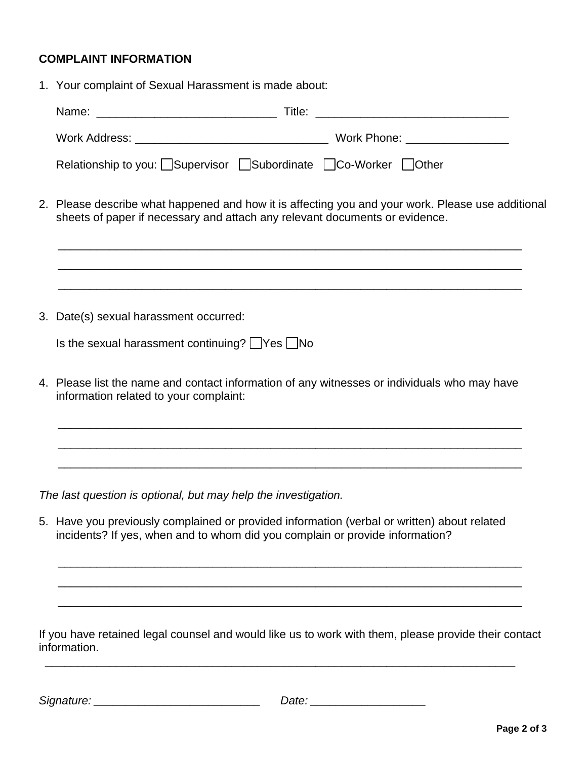**COMPLAINT INFORMATION**

1. Your complaint of Sexual Harassment is made about:

   Name: ____________________________ Title: ______________________________

   Work Address: ______________________________ Work Phone: ________________

   Relationship to you: ☐Supervisor ☐Subordinate ☐Co-Worker ☐Other

2. Please describe what happened and how it is affecting you and your work. Please use additional sheets of paper if necessary and attach any relevant documents or evidence.

   ___________________________________________________________________________

   ___________________________________________________________________________

   ___________________________________________________________________________

3. Date(s) sexual harassment occurred:

   Is the sexual harassment continuing? ☐Yes ☐No

4. Please list the name and contact information of any witnesses or individuals who may have information related to your complaint:

   ___________________________________________________________________________

   ___________________________________________________________________________

   ___________________________________________________________________________

*The last question is optional, but may help the investigation.*

5. Have you previously complained or provided information (verbal or written) about related incidents? If yes, when and to whom did you complain or provide information?

   ___________________________________________________________________________

   ___________________________________________________________________________

   ___________________________________________________________________________

If you have retained legal counsel and would like us to work with them, please provide their contact information.

___________________________________________________________________________

*Signature:* __________________________ *Date:* __________________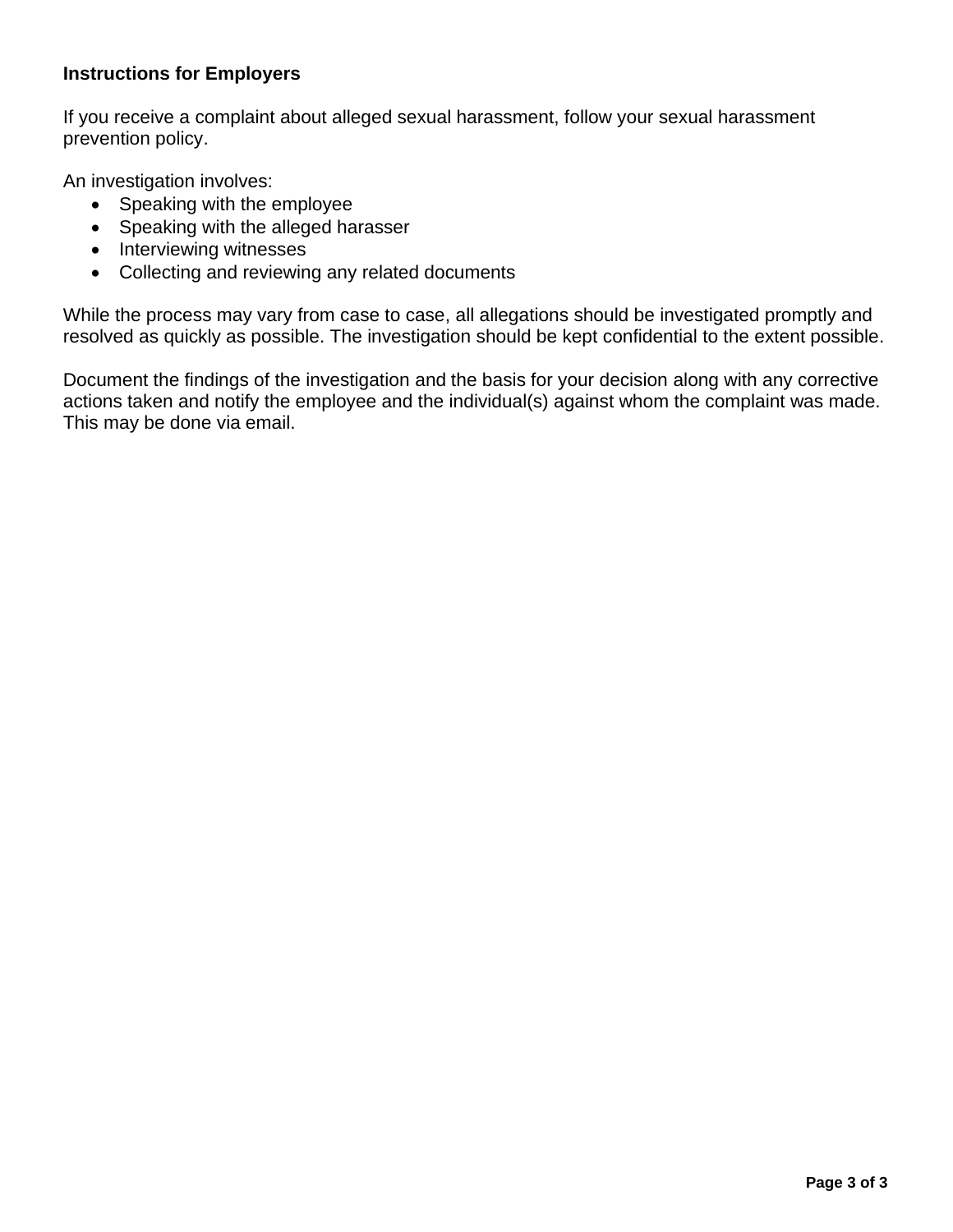**Instructions for Employers**

If you receive a complaint about alleged sexual harassment, follow your sexual harassment prevention policy.

An investigation involves:

- Speaking with the employee
- Speaking with the alleged harasser
- Interviewing witnesses
- Collecting and reviewing any related documents

While the process may vary from case to case, all allegations should be investigated promptly and resolved as quickly as possible. The investigation should be kept confidential to the extent possible.

Document the findings of the investigation and the basis for your decision along with any corrective actions taken and notify the employee and the individual(s) against whom the complaint was made. This may be done via email.